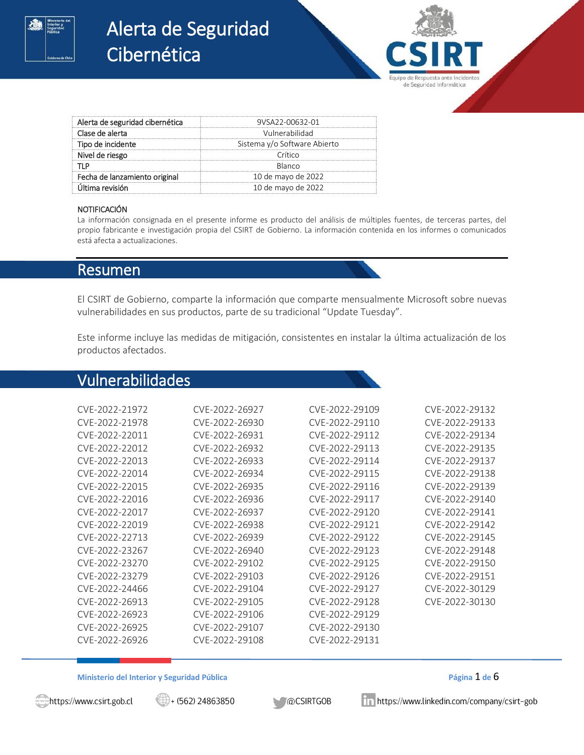// Alerta de Seguridad Cibernética

| Alerta de seguridad cibernética | 9VSA22-00632-01 |
|---|---|
| Clase de alerta | Vulnerabilidad |
| Tipo de incidente | Sistema y/o Software Abierto |
| Nivel de riesgo | Crítico |
| TLP | Blanco |
| Fecha de lanzamiento original | 10 de mayo de 2022 |
| Última revisión | 10 de mayo de 2022 |

NOTIFICACIÓN

La información consignada en el presente informe es producto del análisis de múltiples fuentes, de terceras partes, del propio fabricante e investigación propia del CSIRT de Gobierno. La información contenida en los informes o comunicados está afecta a actualizaciones.

## Resumen

El CSIRT de Gobierno, comparte la información que comparte mensualmente Microsoft sobre nuevas vulnerabilidades en sus productos, parte de su tradicional "Update Tuesday".

Este informe incluye las medidas de mitigación, consistentes en instalar la última actualización de los productos afectados.

## Vulnerabilidades

CVE-2022-21972
CVE-2022-21978
CVE-2022-22011
CVE-2022-22012
CVE-2022-22013
CVE-2022-22014
CVE-2022-22015
CVE-2022-22016
CVE-2022-22017
CVE-2022-22019
CVE-2022-22713
CVE-2022-23267
CVE-2022-23270
CVE-2022-23279
CVE-2022-24466
CVE-2022-26913
CVE-2022-26923
CVE-2022-26925
CVE-2022-26926
CVE-2022-26927
CVE-2022-26930
CVE-2022-26931
CVE-2022-26932
CVE-2022-26933
CVE-2022-26934
CVE-2022-26935
CVE-2022-26936
CVE-2022-26937
CVE-2022-26938
CVE-2022-26939
CVE-2022-26940
CVE-2022-29102
CVE-2022-29103
CVE-2022-29104
CVE-2022-29105
CVE-2022-29106
CVE-2022-29107
CVE-2022-29108
CVE-2022-29109
CVE-2022-29110
CVE-2022-29112
CVE-2022-29113
CVE-2022-29114
CVE-2022-29115
CVE-2022-29116
CVE-2022-29117
CVE-2022-29120
CVE-2022-29121
CVE-2022-29122
CVE-2022-29123
CVE-2022-29125
CVE-2022-29126
CVE-2022-29127
CVE-2022-29128
CVE-2022-29129
CVE-2022-29130
CVE-2022-29131
CVE-2022-29132
CVE-2022-29133
CVE-2022-29134
CVE-2022-29135
CVE-2022-29137
CVE-2022-29138
CVE-2022-29139
CVE-2022-29140
CVE-2022-29141
CVE-2022-29142
CVE-2022-29145
CVE-2022-29148
CVE-2022-29150
CVE-2022-29151
CVE-2022-30129
CVE-2022-30130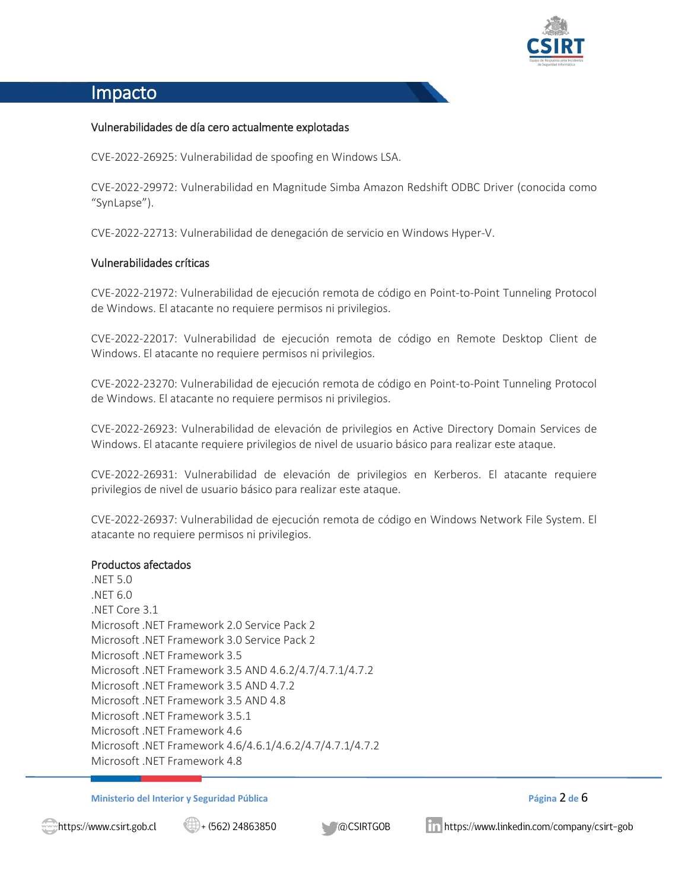## Impacto

### Vulnerabilidades de día cero actualmente explotadas

CVE-2022-26925: Vulnerabilidad de spoofing en Windows LSA.

CVE-2022-29972: Vulnerabilidad en Magnitude Simba Amazon Redshift ODBC Driver (conocida como "SynLapse").

CVE-2022-22713: Vulnerabilidad de denegación de servicio en Windows Hyper-V.

### Vulnerabilidades críticas

CVE-2022-21972: Vulnerabilidad de ejecución remota de código en Point-to-Point Tunneling Protocol de Windows. El atacante no requiere permisos ni privilegios.

CVE-2022-22017: Vulnerabilidad de ejecución remota de código en Remote Desktop Client de Windows. El atacante no requiere permisos ni privilegios.

CVE-2022-23270: Vulnerabilidad de ejecución remota de código en Point-to-Point Tunneling Protocol de Windows. El atacante no requiere permisos ni privilegios.

CVE-2022-26923: Vulnerabilidad de elevación de privilegios en Active Directory Domain Services de Windows. El atacante requiere privilegios de nivel de usuario básico para realizar este ataque.

CVE-2022-26931: Vulnerabilidad de elevación de privilegios en Kerberos. El atacante requiere privilegios de nivel de usuario básico para realizar este ataque.

CVE-2022-26937: Vulnerabilidad de ejecución remota de código en Windows Network File System. El atacante no requiere permisos ni privilegios.

### Productos afectados

.NET 5.0
.NET 6.0
.NET Core 3.1
Microsoft .NET Framework 2.0 Service Pack 2
Microsoft .NET Framework 3.0 Service Pack 2
Microsoft .NET Framework 3.5
Microsoft .NET Framework 3.5 AND 4.6.2/4.7/4.7.1/4.7.2
Microsoft .NET Framework 3.5 AND 4.7.2
Microsoft .NET Framework 3.5 AND 4.8
Microsoft .NET Framework 3.5.1
Microsoft .NET Framework 4.6
Microsoft .NET Framework 4.6/4.6.1/4.6.2/4.7/4.7.1/4.7.2
Microsoft .NET Framework 4.8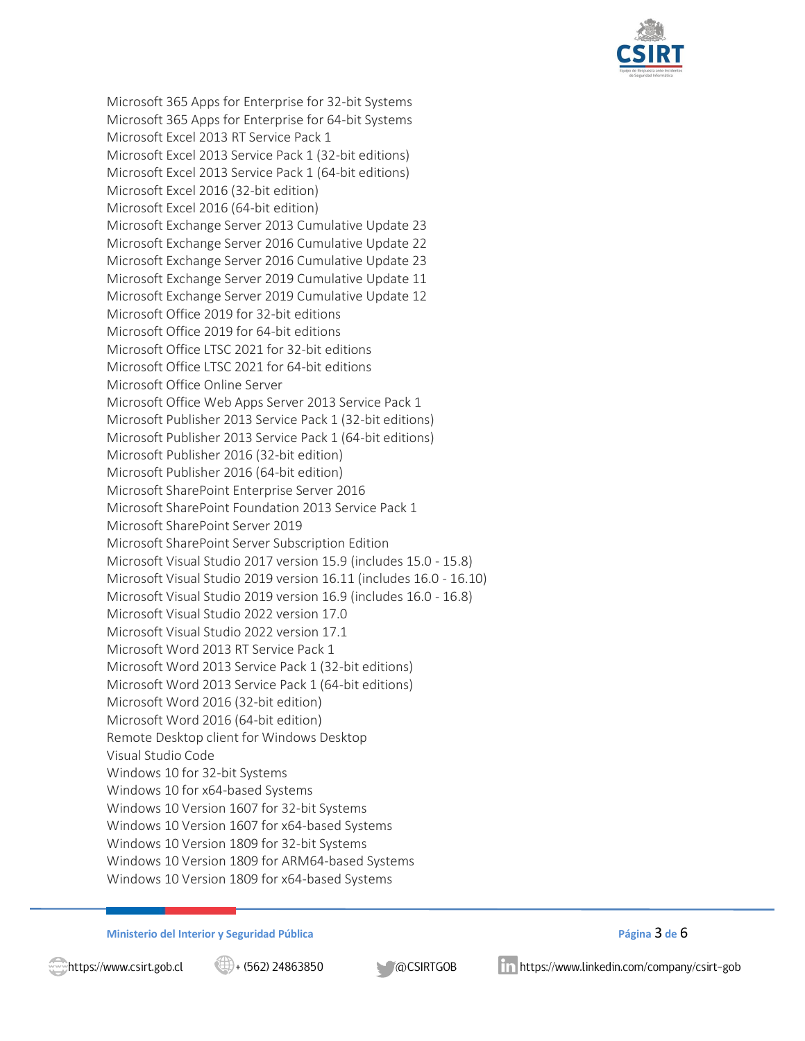Microsoft 365 Apps for Enterprise for 32-bit Systems
Microsoft 365 Apps for Enterprise for 64-bit Systems
Microsoft Excel 2013 RT Service Pack 1
Microsoft Excel 2013 Service Pack 1 (32-bit editions)
Microsoft Excel 2013 Service Pack 1 (64-bit editions)
Microsoft Excel 2016 (32-bit edition)
Microsoft Excel 2016 (64-bit edition)
Microsoft Exchange Server 2013 Cumulative Update 23
Microsoft Exchange Server 2016 Cumulative Update 22
Microsoft Exchange Server 2016 Cumulative Update 23
Microsoft Exchange Server 2019 Cumulative Update 11
Microsoft Exchange Server 2019 Cumulative Update 12
Microsoft Office 2019 for 32-bit editions
Microsoft Office 2019 for 64-bit editions
Microsoft Office LTSC 2021 for 32-bit editions
Microsoft Office LTSC 2021 for 64-bit editions
Microsoft Office Online Server
Microsoft Office Web Apps Server 2013 Service Pack 1
Microsoft Publisher 2013 Service Pack 1 (32-bit editions)
Microsoft Publisher 2013 Service Pack 1 (64-bit editions)
Microsoft Publisher 2016 (32-bit edition)
Microsoft Publisher 2016 (64-bit edition)
Microsoft SharePoint Enterprise Server 2016
Microsoft SharePoint Foundation 2013 Service Pack 1
Microsoft SharePoint Server 2019
Microsoft SharePoint Server Subscription Edition
Microsoft Visual Studio 2017 version 15.9 (includes 15.0 - 15.8)
Microsoft Visual Studio 2019 version 16.11 (includes 16.0 - 16.10)
Microsoft Visual Studio 2019 version 16.9 (includes 16.0 - 16.8)
Microsoft Visual Studio 2022 version 17.0
Microsoft Visual Studio 2022 version 17.1
Microsoft Word 2013 RT Service Pack 1
Microsoft Word 2013 Service Pack 1 (32-bit editions)
Microsoft Word 2013 Service Pack 1 (64-bit editions)
Microsoft Word 2016 (32-bit edition)
Microsoft Word 2016 (64-bit edition)
Remote Desktop client for Windows Desktop
Visual Studio Code
Windows 10 for 32-bit Systems
Windows 10 for x64-based Systems
Windows 10 Version 1607 for 32-bit Systems
Windows 10 Version 1607 for x64-based Systems
Windows 10 Version 1809 for 32-bit Systems
Windows 10 Version 1809 for ARM64-based Systems
Windows 10 Version 1809 for x64-based Systems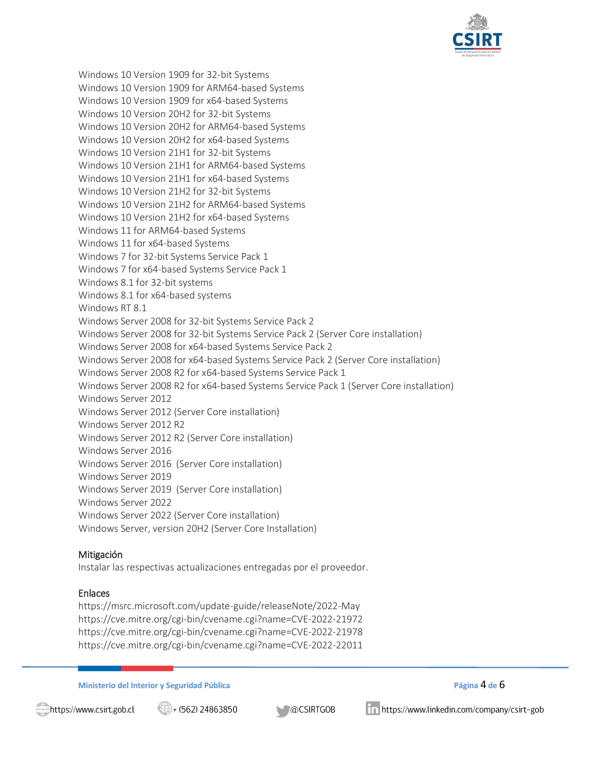Windows 10 Version 1909 for 32-bit Systems
Windows 10 Version 1909 for ARM64-based Systems
Windows 10 Version 1909 for x64-based Systems
Windows 10 Version 20H2 for 32-bit Systems
Windows 10 Version 20H2 for ARM64-based Systems
Windows 10 Version 20H2 for x64-based Systems
Windows 10 Version 21H1 for 32-bit Systems
Windows 10 Version 21H1 for ARM64-based Systems
Windows 10 Version 21H1 for x64-based Systems
Windows 10 Version 21H2 for 32-bit Systems
Windows 10 Version 21H2 for ARM64-based Systems
Windows 10 Version 21H2 for x64-based Systems
Windows 11 for ARM64-based Systems
Windows 11 for x64-based Systems
Windows 7 for 32-bit Systems Service Pack 1
Windows 7 for x64-based Systems Service Pack 1
Windows 8.1 for 32-bit systems
Windows 8.1 for x64-based systems
Windows RT 8.1
Windows Server 2008 for 32-bit Systems Service Pack 2
Windows Server 2008 for 32-bit Systems Service Pack 2 (Server Core installation)
Windows Server 2008 for x64-based Systems Service Pack 2
Windows Server 2008 for x64-based Systems Service Pack 2 (Server Core installation)
Windows Server 2008 R2 for x64-based Systems Service Pack 1
Windows Server 2008 R2 for x64-based Systems Service Pack 1 (Server Core installation)
Windows Server 2012
Windows Server 2012 (Server Core installation)
Windows Server 2012 R2
Windows Server 2012 R2 (Server Core installation)
Windows Server 2016
Windows Server 2016 (Server Core installation)
Windows Server 2019
Windows Server 2019 (Server Core installation)
Windows Server 2022
Windows Server 2022 (Server Core installation)
Windows Server, version 20H2 (Server Core Installation)

### Mitigación

Instalar las respectivas actualizaciones entregadas por el proveedor.

### Enlaces

https://msrc.microsoft.com/update-guide/releaseNote/2022-May
https://cve.mitre.org/cgi-bin/cvename.cgi?name=CVE-2022-21972
https://cve.mitre.org/cgi-bin/cvename.cgi?name=CVE-2022-21978
https://cve.mitre.org/cgi-bin/cvename.cgi?name=CVE-2022-22011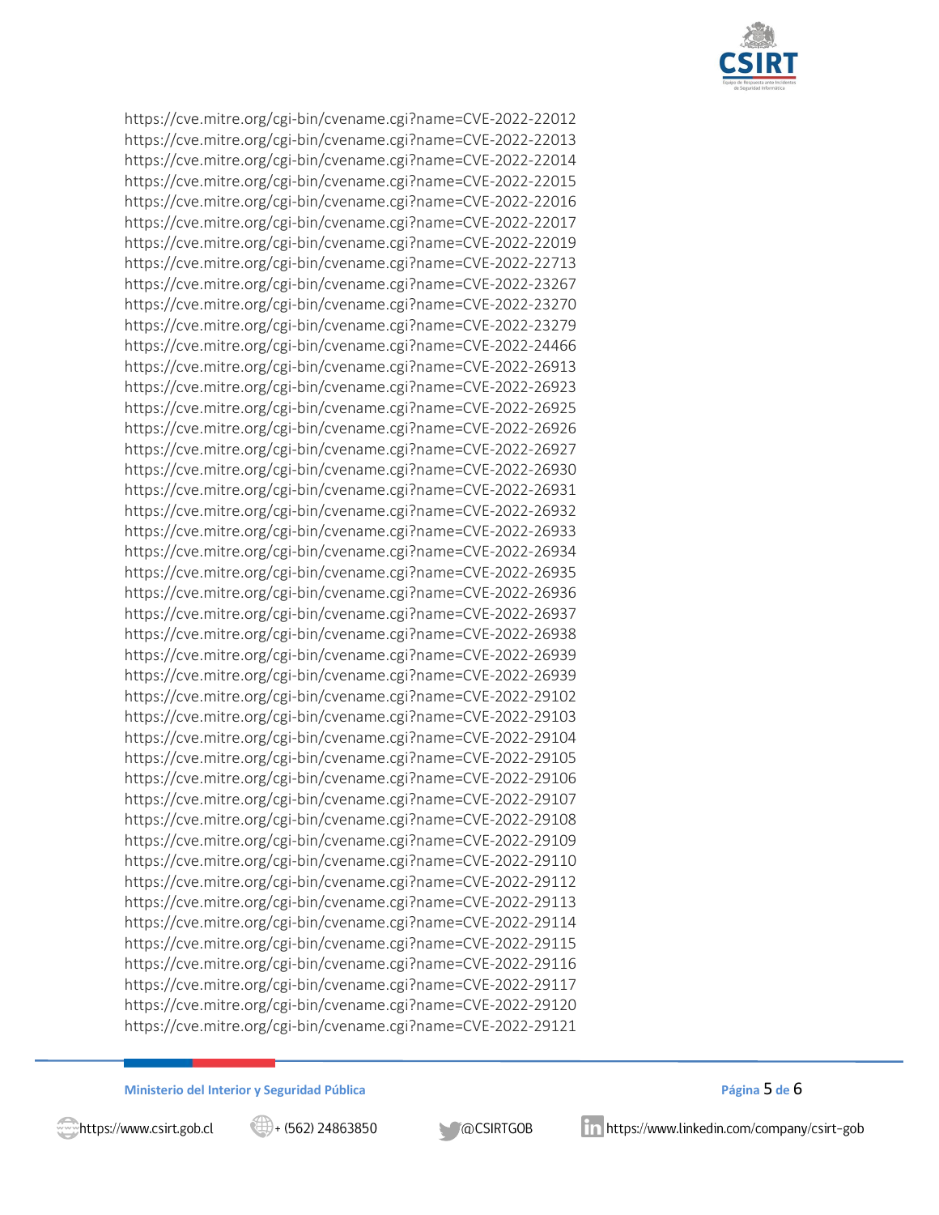https://cve.mitre.org/cgi-bin/cvename.cgi?name=CVE-2022-22012
https://cve.mitre.org/cgi-bin/cvename.cgi?name=CVE-2022-22013
https://cve.mitre.org/cgi-bin/cvename.cgi?name=CVE-2022-22014
https://cve.mitre.org/cgi-bin/cvename.cgi?name=CVE-2022-22015
https://cve.mitre.org/cgi-bin/cvename.cgi?name=CVE-2022-22016
https://cve.mitre.org/cgi-bin/cvename.cgi?name=CVE-2022-22017
https://cve.mitre.org/cgi-bin/cvename.cgi?name=CVE-2022-22019
https://cve.mitre.org/cgi-bin/cvename.cgi?name=CVE-2022-22713
https://cve.mitre.org/cgi-bin/cvename.cgi?name=CVE-2022-23267
https://cve.mitre.org/cgi-bin/cvename.cgi?name=CVE-2022-23270
https://cve.mitre.org/cgi-bin/cvename.cgi?name=CVE-2022-23279
https://cve.mitre.org/cgi-bin/cvename.cgi?name=CVE-2022-24466
https://cve.mitre.org/cgi-bin/cvename.cgi?name=CVE-2022-26913
https://cve.mitre.org/cgi-bin/cvename.cgi?name=CVE-2022-26923
https://cve.mitre.org/cgi-bin/cvename.cgi?name=CVE-2022-26925
https://cve.mitre.org/cgi-bin/cvename.cgi?name=CVE-2022-26926
https://cve.mitre.org/cgi-bin/cvename.cgi?name=CVE-2022-26927
https://cve.mitre.org/cgi-bin/cvename.cgi?name=CVE-2022-26930
https://cve.mitre.org/cgi-bin/cvename.cgi?name=CVE-2022-26931
https://cve.mitre.org/cgi-bin/cvename.cgi?name=CVE-2022-26932
https://cve.mitre.org/cgi-bin/cvename.cgi?name=CVE-2022-26933
https://cve.mitre.org/cgi-bin/cvename.cgi?name=CVE-2022-26934
https://cve.mitre.org/cgi-bin/cvename.cgi?name=CVE-2022-26935
https://cve.mitre.org/cgi-bin/cvename.cgi?name=CVE-2022-26936
https://cve.mitre.org/cgi-bin/cvename.cgi?name=CVE-2022-26937
https://cve.mitre.org/cgi-bin/cvename.cgi?name=CVE-2022-26938
https://cve.mitre.org/cgi-bin/cvename.cgi?name=CVE-2022-26939
https://cve.mitre.org/cgi-bin/cvename.cgi?name=CVE-2022-26939
https://cve.mitre.org/cgi-bin/cvename.cgi?name=CVE-2022-29102
https://cve.mitre.org/cgi-bin/cvename.cgi?name=CVE-2022-29103
https://cve.mitre.org/cgi-bin/cvename.cgi?name=CVE-2022-29104
https://cve.mitre.org/cgi-bin/cvename.cgi?name=CVE-2022-29105
https://cve.mitre.org/cgi-bin/cvename.cgi?name=CVE-2022-29106
https://cve.mitre.org/cgi-bin/cvename.cgi?name=CVE-2022-29107
https://cve.mitre.org/cgi-bin/cvename.cgi?name=CVE-2022-29108
https://cve.mitre.org/cgi-bin/cvename.cgi?name=CVE-2022-29109
https://cve.mitre.org/cgi-bin/cvename.cgi?name=CVE-2022-29110
https://cve.mitre.org/cgi-bin/cvename.cgi?name=CVE-2022-29112
https://cve.mitre.org/cgi-bin/cvename.cgi?name=CVE-2022-29113
https://cve.mitre.org/cgi-bin/cvename.cgi?name=CVE-2022-29114
https://cve.mitre.org/cgi-bin/cvename.cgi?name=CVE-2022-29115
https://cve.mitre.org/cgi-bin/cvename.cgi?name=CVE-2022-29116
https://cve.mitre.org/cgi-bin/cvename.cgi?name=CVE-2022-29117
https://cve.mitre.org/cgi-bin/cvename.cgi?name=CVE-2022-29120
https://cve.mitre.org/cgi-bin/cvename.cgi?name=CVE-2022-29121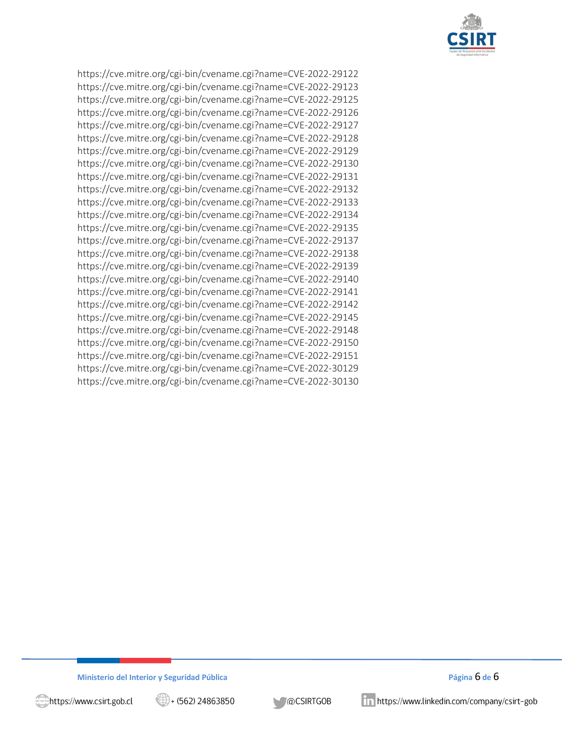https://cve.mitre.org/cgi-bin/cvename.cgi?name=CVE-2022-29122
https://cve.mitre.org/cgi-bin/cvename.cgi?name=CVE-2022-29123
https://cve.mitre.org/cgi-bin/cvename.cgi?name=CVE-2022-29125
https://cve.mitre.org/cgi-bin/cvename.cgi?name=CVE-2022-29126
https://cve.mitre.org/cgi-bin/cvename.cgi?name=CVE-2022-29127
https://cve.mitre.org/cgi-bin/cvename.cgi?name=CVE-2022-29128
https://cve.mitre.org/cgi-bin/cvename.cgi?name=CVE-2022-29129
https://cve.mitre.org/cgi-bin/cvename.cgi?name=CVE-2022-29130
https://cve.mitre.org/cgi-bin/cvename.cgi?name=CVE-2022-29131
https://cve.mitre.org/cgi-bin/cvename.cgi?name=CVE-2022-29132
https://cve.mitre.org/cgi-bin/cvename.cgi?name=CVE-2022-29133
https://cve.mitre.org/cgi-bin/cvename.cgi?name=CVE-2022-29134
https://cve.mitre.org/cgi-bin/cvename.cgi?name=CVE-2022-29135
https://cve.mitre.org/cgi-bin/cvename.cgi?name=CVE-2022-29137
https://cve.mitre.org/cgi-bin/cvename.cgi?name=CVE-2022-29138
https://cve.mitre.org/cgi-bin/cvename.cgi?name=CVE-2022-29139
https://cve.mitre.org/cgi-bin/cvename.cgi?name=CVE-2022-29140
https://cve.mitre.org/cgi-bin/cvename.cgi?name=CVE-2022-29141
https://cve.mitre.org/cgi-bin/cvename.cgi?name=CVE-2022-29142
https://cve.mitre.org/cgi-bin/cvename.cgi?name=CVE-2022-29145
https://cve.mitre.org/cgi-bin/cvename.cgi?name=CVE-2022-29148
https://cve.mitre.org/cgi-bin/cvename.cgi?name=CVE-2022-29150
https://cve.mitre.org/cgi-bin/cvename.cgi?name=CVE-2022-29151
https://cve.mitre.org/cgi-bin/cvename.cgi?name=CVE-2022-30129
https://cve.mitre.org/cgi-bin/cvename.cgi?name=CVE-2022-30130